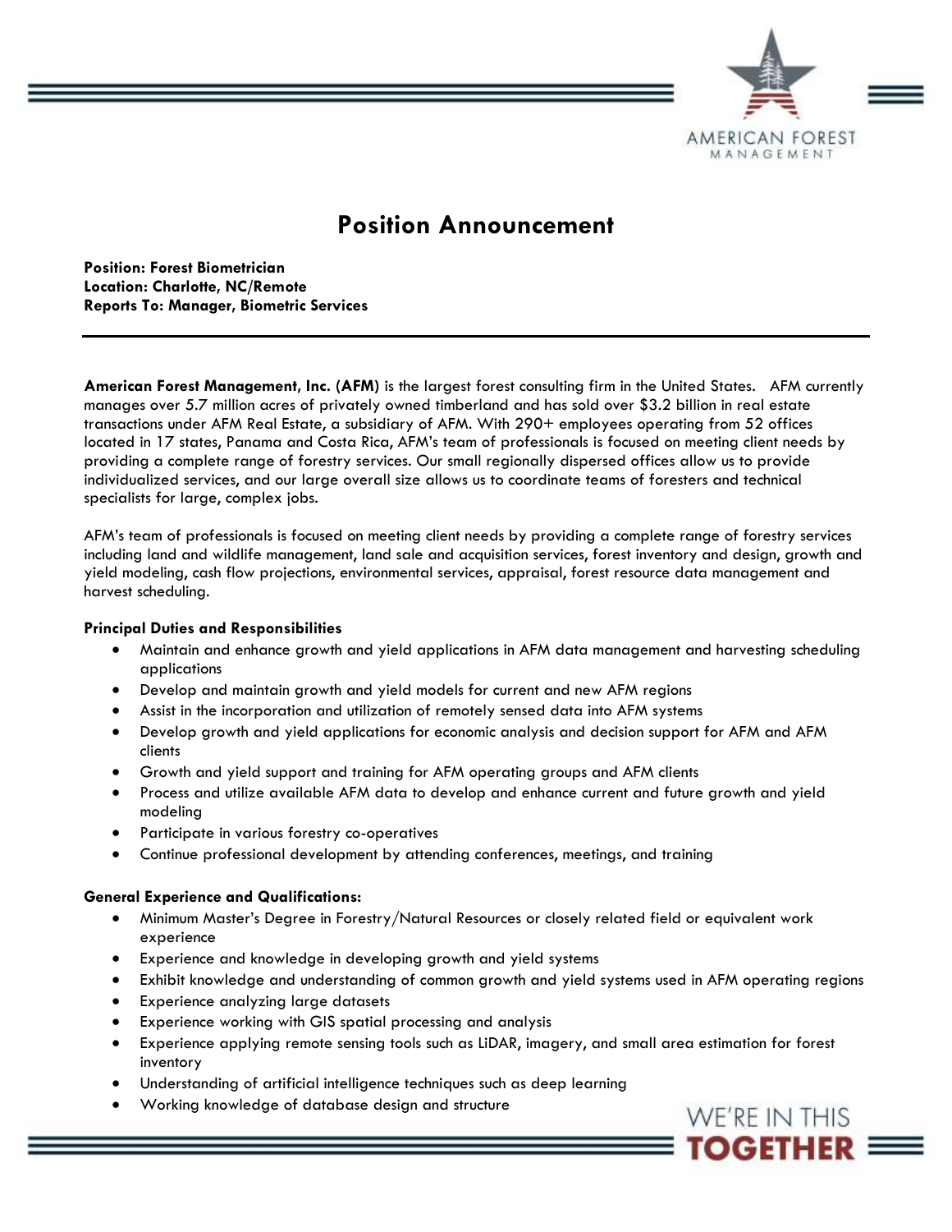# Position Announcement

**Position: Forest Biometrician**
**Location: Charlotte, NC/Remote**
**Reports To: Manager, Biometric Services**

---

**American Forest Management, Inc. (AFM)** is the largest forest consulting firm in the United States. AFM currently manages over 5.7 million acres of privately owned timberland and has sold over $3.2 billion in real estate transactions under AFM Real Estate, a subsidiary of AFM. With 290+ employees operating from 52 offices located in 17 states, Panama and Costa Rica, AFM's team of professionals is focused on meeting client needs by providing a complete range of forestry services. Our small regionally dispersed offices allow us to provide individualized services, and our large overall size allows us to coordinate teams of foresters and technical specialists for large, complex jobs.

AFM's team of professionals is focused on meeting client needs by providing a complete range of forestry services including land and wildlife management, land sale and acquisition services, forest inventory and design, growth and yield modeling, cash flow projections, environmental services, appraisal, forest resource data management and harvest scheduling.

**Principal Duties and Responsibilities**

- Maintain and enhance growth and yield applications in AFM data management and harvesting scheduling applications
- Develop and maintain growth and yield models for current and new AFM regions
- Assist in the incorporation and utilization of remotely sensed data into AFM systems
- Develop growth and yield applications for economic analysis and decision support for AFM and AFM clients
- Growth and yield support and training for AFM operating groups and AFM clients
- Process and utilize available AFM data to develop and enhance current and future growth and yield modeling
- Participate in various forestry co-operatives
- Continue professional development by attending conferences, meetings, and training

**General Experience and Qualifications:**

- Minimum Master's Degree in Forestry/Natural Resources or closely related field or equivalent work experience
- Experience and knowledge in developing growth and yield systems
- Exhibit knowledge and understanding of common growth and yield systems used in AFM operating regions
- Experience analyzing large datasets
- Experience working with GIS spatial processing and analysis
- Experience applying remote sensing tools such as LiDAR, imagery, and small area estimation for forest inventory
- Understanding of artificial intelligence techniques such as deep learning
- Working knowledge of database design and structure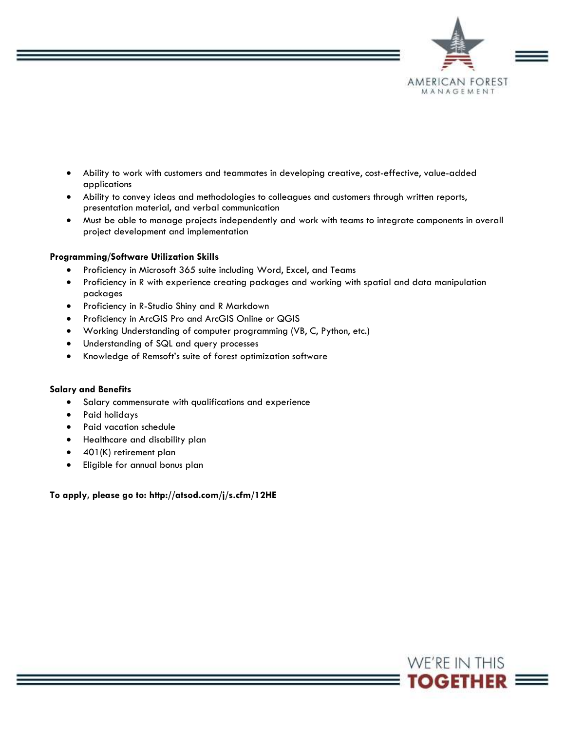- Ability to work with customers and teammates in developing creative, cost-effective, value-added applications
- Ability to convey ideas and methodologies to colleagues and customers through written reports, presentation material, and verbal communication
- Must be able to manage projects independently and work with teams to integrate components in overall project development and implementation

**Programming/Software Utilization Skills**

- Proficiency in Microsoft 365 suite including Word, Excel, and Teams
- Proficiency in R with experience creating packages and working with spatial and data manipulation packages
- Proficiency in R-Studio Shiny and R Markdown
- Proficiency in ArcGIS Pro and ArcGIS Online or QGIS
- Working Understanding of computer programming (VB, C, Python, etc.)
- Understanding of SQL and query processes
- Knowledge of Remsoft's suite of forest optimization software

**Salary and Benefits**

- Salary commensurate with qualifications and experience
- Paid holidays
- Paid vacation schedule
- Healthcare and disability plan
- 401(K) retirement plan
- Eligible for annual bonus plan

**To apply, please go to: http://atsod.com/j/s.cfm/12HE**